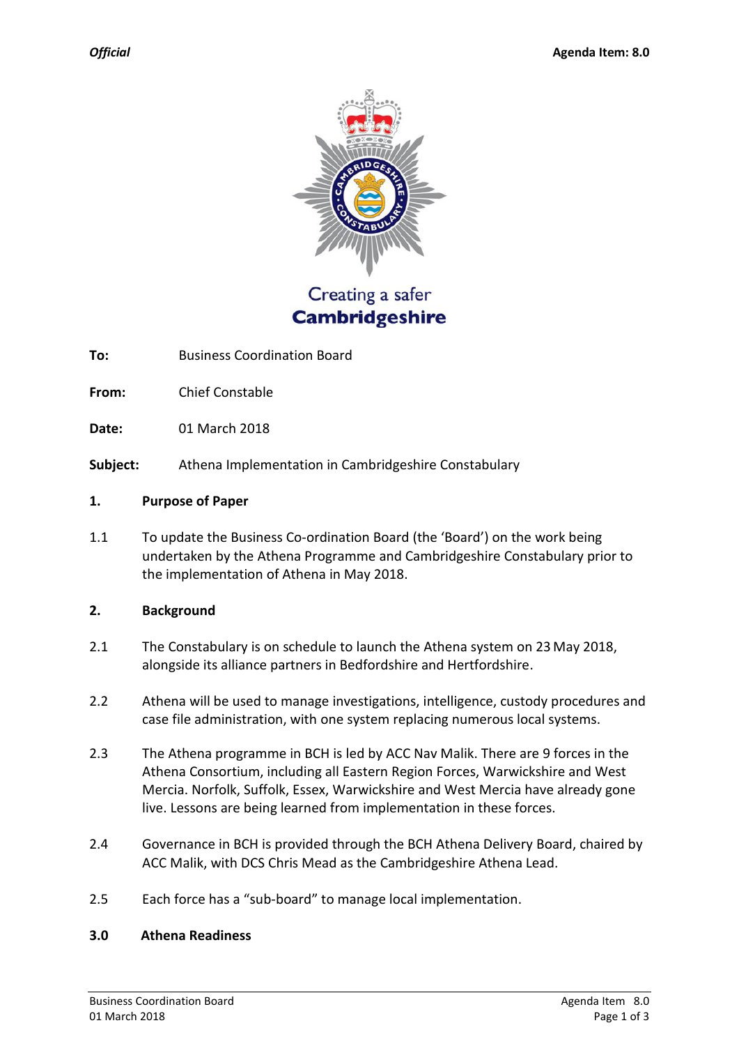*Official* **Agenda Item: 8.0**

Creating a safer
**Cambridgeshire**

**To:** Business Coordination Board

**From:** Chief Constable

**Date:** 01 March 2018

**Subject:** Athena Implementation in Cambridgeshire Constabulary

## 1. Purpose of Paper

1.1 To update the Business Co-ordination Board (the 'Board') on the work being undertaken by the Athena Programme and Cambridgeshire Constabulary prior to the implementation of Athena in May 2018.

## 2. Background

2.1 The Constabulary is on schedule to launch the Athena system on 23 May 2018, alongside its alliance partners in Bedfordshire and Hertfordshire.

2.2 Athena will be used to manage investigations, intelligence, custody procedures and case file administration, with one system replacing numerous local systems.

2.3 The Athena programme in BCH is led by ACC Nav Malik. There are 9 forces in the Athena Consortium, including all Eastern Region Forces, Warwickshire and West Mercia. Norfolk, Suffolk, Essex, Warwickshire and West Mercia have already gone live. Lessons are being learned from implementation in these forces.

2.4 Governance in BCH is provided through the BCH Athena Delivery Board, chaired by ACC Malik, with DCS Chris Mead as the Cambridgeshire Athena Lead.

2.5 Each force has a "sub-board" to manage local implementation.

## 3.0 Athena Readiness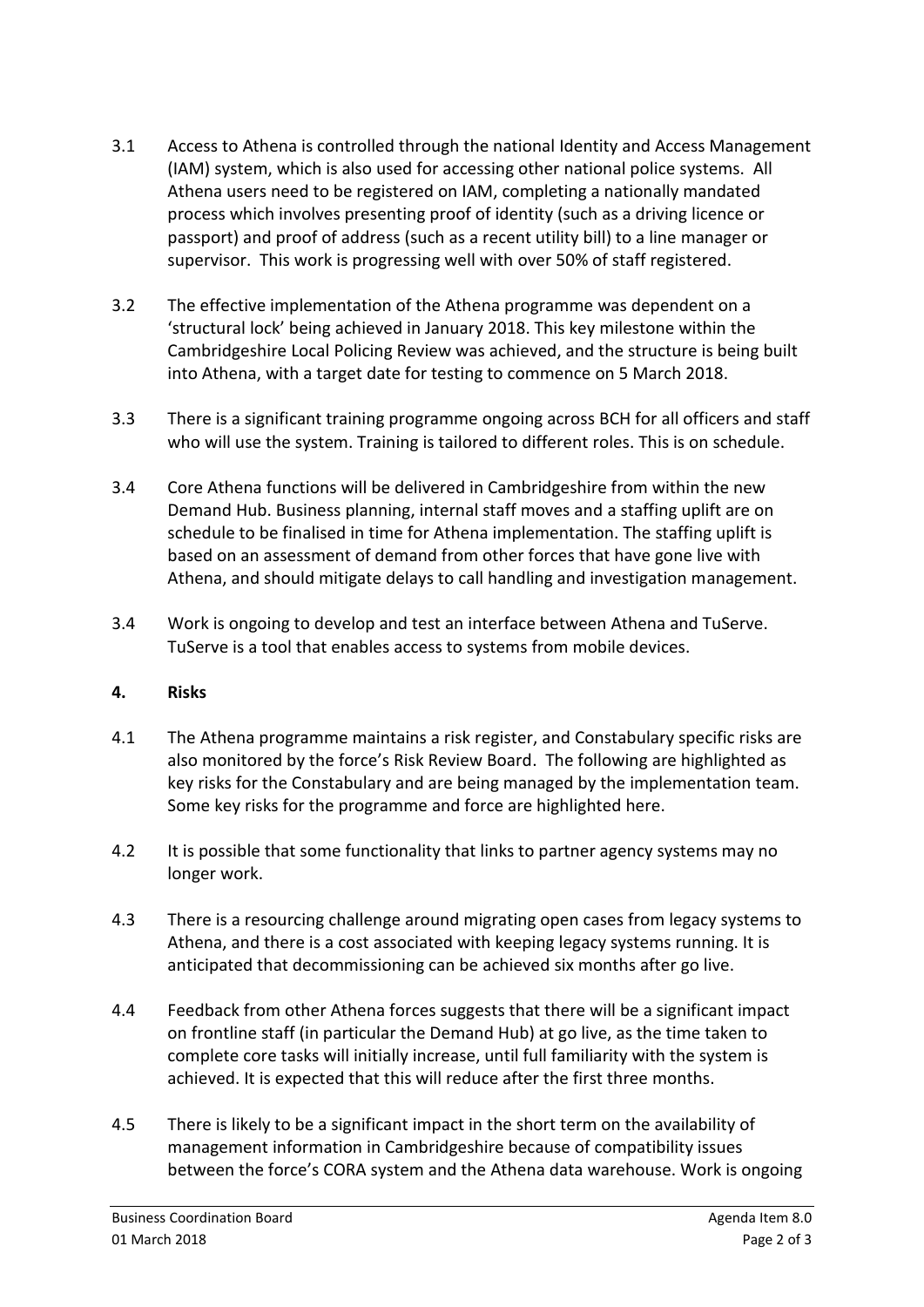3.1 Access to Athena is controlled through the national Identity and Access Management (IAM) system, which is also used for accessing other national police systems. All Athena users need to be registered on IAM, completing a nationally mandated process which involves presenting proof of identity (such as a driving licence or passport) and proof of address (such as a recent utility bill) to a line manager or supervisor. This work is progressing well with over 50% of staff registered.

3.2 The effective implementation of the Athena programme was dependent on a 'structural lock' being achieved in January 2018. This key milestone within the Cambridgeshire Local Policing Review was achieved, and the structure is being built into Athena, with a target date for testing to commence on 5 March 2018.

3.3 There is a significant training programme ongoing across BCH for all officers and staff who will use the system. Training is tailored to different roles. This is on schedule.

3.4 Core Athena functions will be delivered in Cambridgeshire from within the new Demand Hub. Business planning, internal staff moves and a staffing uplift are on schedule to be finalised in time for Athena implementation. The staffing uplift is based on an assessment of demand from other forces that have gone live with Athena, and should mitigate delays to call handling and investigation management.

3.4 Work is ongoing to develop and test an interface between Athena and TuServe. TuServe is a tool that enables access to systems from mobile devices.

## 4. Risks

4.1 The Athena programme maintains a risk register, and Constabulary specific risks are also monitored by the force's Risk Review Board. The following are highlighted as key risks for the Constabulary and are being managed by the implementation team. Some key risks for the programme and force are highlighted here.

4.2 It is possible that some functionality that links to partner agency systems may no longer work.

4.3 There is a resourcing challenge around migrating open cases from legacy systems to Athena, and there is a cost associated with keeping legacy systems running. It is anticipated that decommissioning can be achieved six months after go live.

4.4 Feedback from other Athena forces suggests that there will be a significant impact on frontline staff (in particular the Demand Hub) at go live, as the time taken to complete core tasks will initially increase, until full familiarity with the system is achieved. It is expected that this will reduce after the first three months.

4.5 There is likely to be a significant impact in the short term on the availability of management information in Cambridgeshire because of compatibility issues between the force's CORA system and the Athena data warehouse. Work is ongoing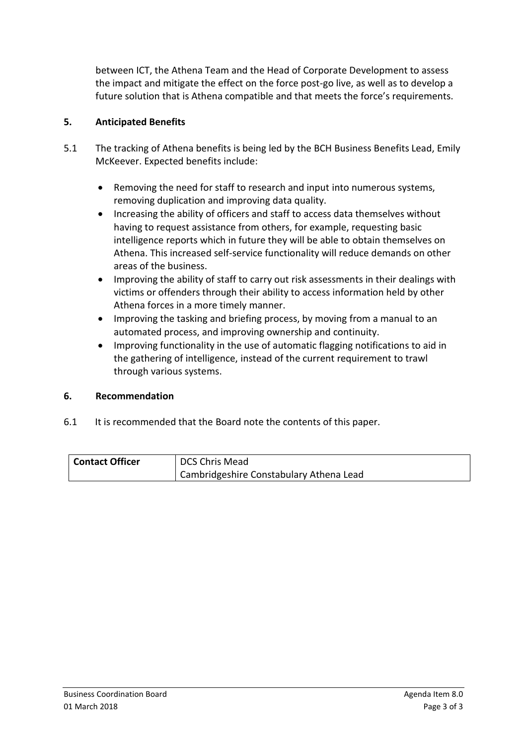between ICT, the Athena Team and the Head of Corporate Development to assess the impact and mitigate the effect on the force post-go live, as well as to develop a future solution that is Athena compatible and that meets the force's requirements.

## 5. Anticipated Benefits

5.1 The tracking of Athena benefits is being led by the BCH Business Benefits Lead, Emily McKeever. Expected benefits include:

- Removing the need for staff to research and input into numerous systems, removing duplication and improving data quality.
- Increasing the ability of officers and staff to access data themselves without having to request assistance from others, for example, requesting basic intelligence reports which in future they will be able to obtain themselves on Athena. This increased self-service functionality will reduce demands on other areas of the business.
- Improving the ability of staff to carry out risk assessments in their dealings with victims or offenders through their ability to access information held by other Athena forces in a more timely manner.
- Improving the tasking and briefing process, by moving from a manual to an automated process, and improving ownership and continuity.
- Improving functionality in the use of automatic flagging notifications to aid in the gathering of intelligence, instead of the current requirement to trawl through various systems.

## 6. Recommendation

6.1 It is recommended that the Board note the contents of this paper.

| | |
|---|---|
| **Contact Officer** | DCS Chris Mead<br>Cambridgeshire Constabulary Athena Lead |